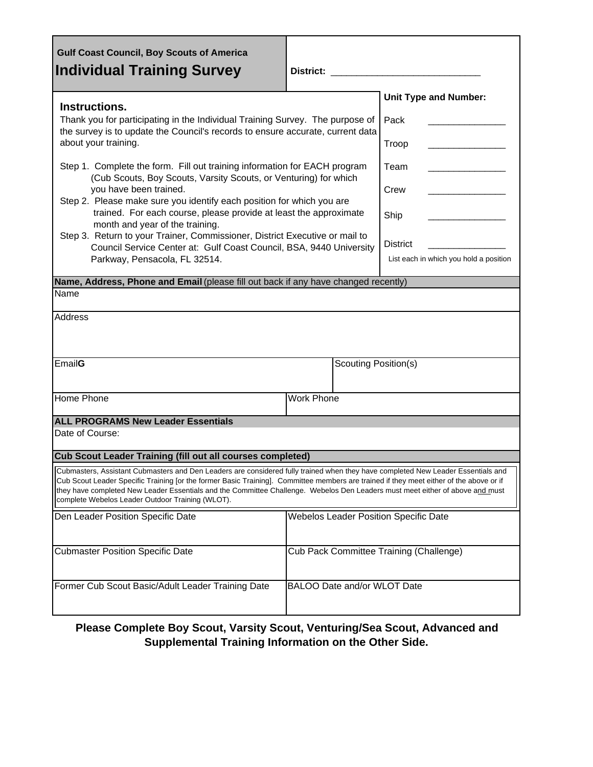**Gulf Coast Council, Boy Scouts of America**

# Individual Training Survey

**District:** ______________________________

**Unit Type and Number:**

Pack _______________

Troop _______________

Team _______________

Crew _______________

Ship _______________

District _______________

List each in which you hold a position

## Instructions.

Thank you for participating in the Individual Training Survey. The purpose of the survey is to update the Council's records to ensure accurate, current data about your training.

Step 1. Complete the form. Fill out training information for EACH program (Cub Scouts, Boy Scouts, Varsity Scouts, or Venturing) for which you have been trained.

Step 2. Please make sure you identify each position for which you are trained. For each course, please provide at least the approximate month and year of the training.

Step 3. Return to your Trainer, Commissioner, District Executive or mail to Council Service Center at: Gulf Coast Council, BSA, 9440 University Parkway, Pensacola, FL 32514.

**Name, Address, Phone and Email** (please fill out back if any have changed recently)

| Name | |
|---|---|
| Address | |
| Email**G** | Scouting Position(s) |
| Home Phone | Work Phone |

**ALL PROGRAMS New Leader Essentials**

Date of Course:

**Cub Scout Leader Training (fill out all courses completed)**

Cubmasters, Assistant Cubmasters and Den Leaders are considered fully trained when they have completed New Leader Essentials and Cub Scout Leader Specific Training [or the former Basic Training]. Committee members are trained if they meet either of the above or if they have completed New Leader Essentials and the Committee Challenge. Webelos Den Leaders must meet either of above and must complete Webelos Leader Outdoor Training (WLOT).

| Den Leader Position Specific Date | Webelos Leader Position Specific Date |
|---|---|
| Cubmaster Position Specific Date | Cub Pack Committee Training (Challenge) |
| Former Cub Scout Basic/Adult Leader Training Date | BALOO Date and/or WLOT Date |

**Please Complete Boy Scout, Varsity Scout, Venturing/Sea Scout, Advanced and Supplemental Training Information on the Other Side.**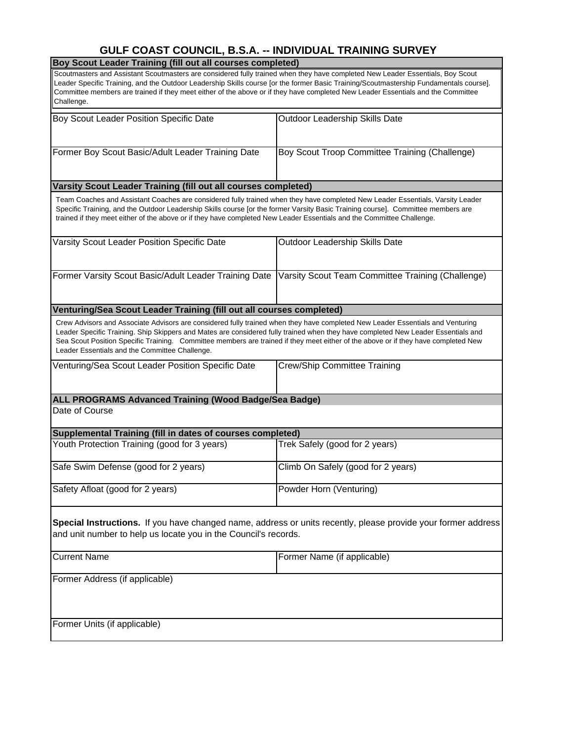# GULF COAST COUNCIL, B.S.A. -- INDIVIDUAL TRAINING SURVEY

## Boy Scout Leader Training (fill out all courses completed)

Scoutmasters and Assistant Scoutmasters are considered fully trained when they have completed New Leader Essentials, Boy Scout Leader Specific Training, and the Outdoor Leadership Skills course [or the former Basic Training/Scoutmastership Fundamentals course]. Committee members are trained if they meet either of the above or if they have completed New Leader Essentials and the Committee Challenge.

| | |
|---|---|
| Boy Scout Leader Position Specific Date | Outdoor Leadership Skills Date |
| Former Boy Scout Basic/Adult Leader Training Date | Boy Scout Troop Committee Training (Challenge) |

## Varsity Scout Leader Training (fill out all courses completed)

Team Coaches and Assistant Coaches are considered fully trained when they have completed New Leader Essentials, Varsity Leader Specific Training, and the Outdoor Leadership Skills course [or the former Varsity Basic Training course]. Committee members are trained if they meet either of the above or if they have completed New Leader Essentials and the Committee Challenge.

| | |
|---|---|
| Varsity Scout Leader Position Specific Date | Outdoor Leadership Skills Date |
| Former Varsity Scout Basic/Adult Leader Training Date | Varsity Scout Team Committee Training (Challenge) |

## Venturing/Sea Scout Leader Training (fill out all courses completed)

Crew Advisors and Associate Advisors are considered fully trained when they have completed New Leader Essentials and Venturing Leader Specific Training. Ship Skippers and Mates are considered fully trained when they have completed New Leader Essentials and Sea Scout Position Specific Training. Committee members are trained if they meet either of the above or if they have completed New Leader Essentials and the Committee Challenge.

| | |
|---|---|
| Venturing/Sea Scout Leader Position Specific Date | Crew/Ship Committee Training |

## ALL PROGRAMS Advanced Training (Wood Badge/Sea Badge)

Date of Course

## Supplemental Training (fill in dates of courses completed)

| | |
|---|---|
| Youth Protection Training (good for 3 years) | Trek Safely (good for 2 years) |
| Safe Swim Defense (good for 2 years) | Climb On Safely (good for 2 years) |
| Safety Afloat (good for 2 years) | Powder Horn (Venturing) |

**Special Instructions.** If you have changed name, address or units recently, please provide your former address and unit number to help us locate you in the Council's records.

| | |
|---|---|
| Current Name | Former Name (if applicable) |

Former Address (if applicable)

Former Units (if applicable)